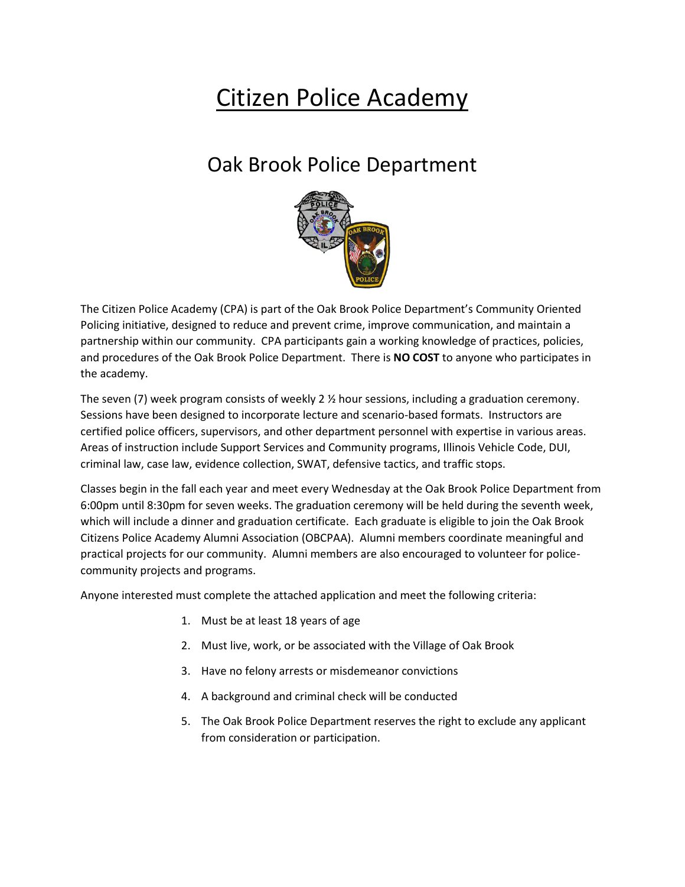# Citizen Police Academy

## Oak Brook Police Department

The Citizen Police Academy (CPA) is part of the Oak Brook Police Department's Community Oriented Policing initiative, designed to reduce and prevent crime, improve communication, and maintain a partnership within our community. CPA participants gain a working knowledge of practices, policies, and procedures of the Oak Brook Police Department. There is **NO COST** to anyone who participates in the academy.

The seven (7) week program consists of weekly 2 ½ hour sessions, including a graduation ceremony. Sessions have been designed to incorporate lecture and scenario-based formats. Instructors are certified police officers, supervisors, and other department personnel with expertise in various areas. Areas of instruction include Support Services and Community programs, Illinois Vehicle Code, DUI, criminal law, case law, evidence collection, SWAT, defensive tactics, and traffic stops.

Classes begin in the fall each year and meet every Wednesday at the Oak Brook Police Department from 6:00pm until 8:30pm for seven weeks. The graduation ceremony will be held during the seventh week, which will include a dinner and graduation certificate. Each graduate is eligible to join the Oak Brook Citizens Police Academy Alumni Association (OBCPAA). Alumni members coordinate meaningful and practical projects for our community. Alumni members are also encouraged to volunteer for police-community projects and programs.

Anyone interested must complete the attached application and meet the following criteria:

1. Must be at least 18 years of age
2. Must live, work, or be associated with the Village of Oak Brook
3. Have no felony arrests or misdemeanor convictions
4. A background and criminal check will be conducted
5. The Oak Brook Police Department reserves the right to exclude any applicant from consideration or participation.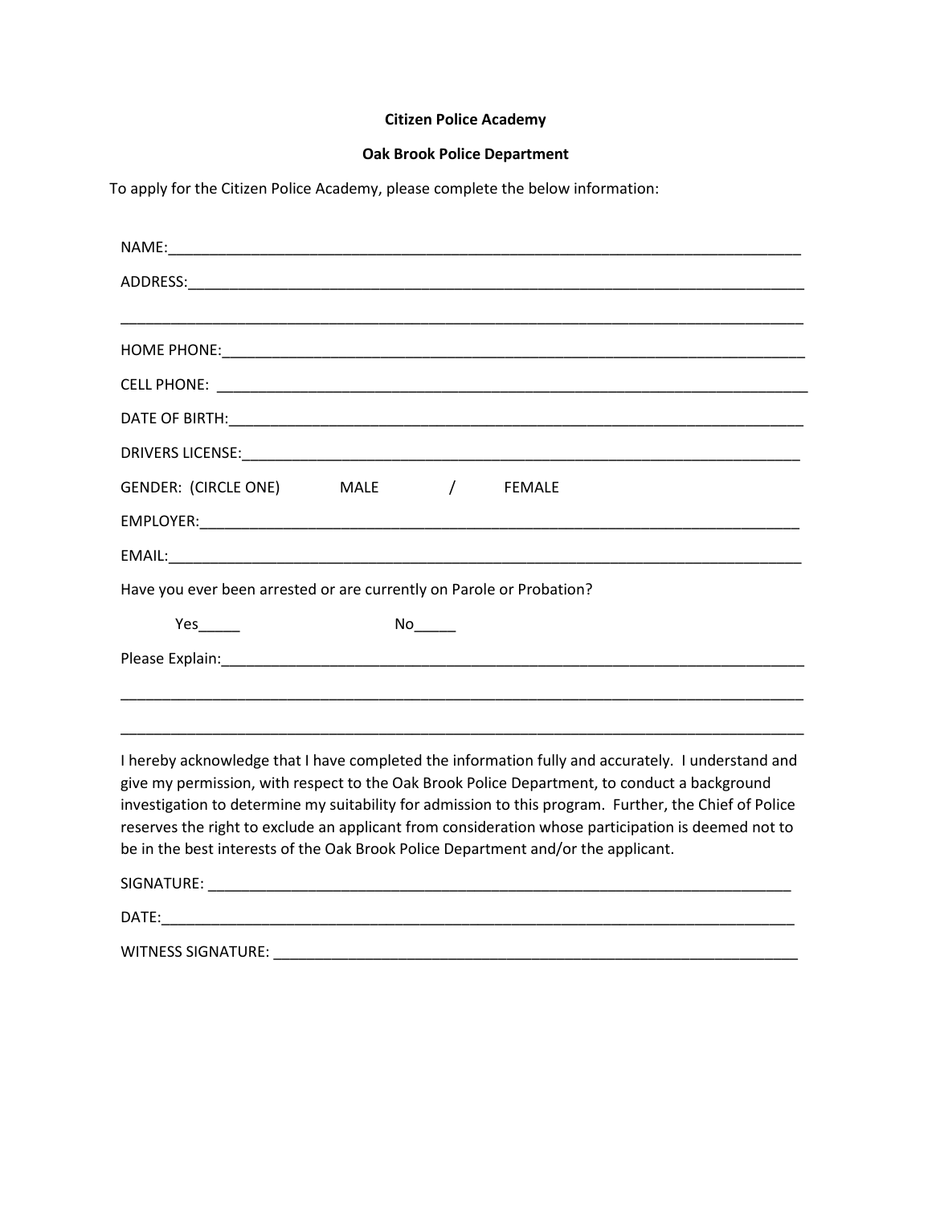**Citizen Police Academy**

**Oak Brook Police Department**

To apply for the Citizen Police Academy, please complete the below information:

NAME:_____________________________________________________________________________

ADDRESS:__________________________________________________________________________

__________________________________________________________________________________

HOME PHONE:_______________________________________________________________________

CELL PHONE: _______________________________________________________________________

DATE OF BIRTH:_____________________________________________________________________

DRIVERS LICENSE:___________________________________________________________________

GENDER: (CIRCLE ONE) MALE / FEMALE

EMPLOYER:_________________________________________________________________________

EMAIL:_____________________________________________________________________________

Have you ever been arrested or are currently on Parole or Probation?

Yes_____ No_____

Please Explain:_______________________________________________________________________

__________________________________________________________________________________

__________________________________________________________________________________

I hereby acknowledge that I have completed the information fully and accurately. I understand and give my permission, with respect to the Oak Brook Police Department, to conduct a background investigation to determine my suitability for admission to this program. Further, the Chief of Police reserves the right to exclude an applicant from consideration whose participation is deemed not to be in the best interests of the Oak Brook Police Department and/or the applicant.

SIGNATURE: _________________________________________________________________________

DATE:_______________________________________________________________________________

WITNESS SIGNATURE: _________________________________________________________________